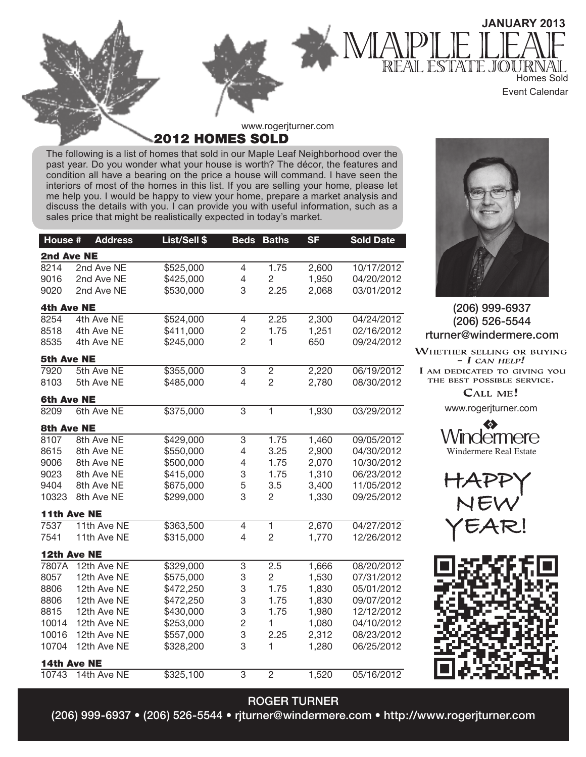JANUARY 2013

# MAPLE LEAF REAL ESTATE JOURNAL

Homes Sold
Event Calendar

www.rogerjturner.com

## 2012 HOMES SOLD

The following is a list of homes that sold in our Maple Leaf Neighborhood over the past year. Do you wonder what your house is worth? The décor, the features and condition all have a bearing on the price a house will command. I have seen the interiors of most of the homes in this list. If you are selling your home, please let me help you. I would be happy to view your home, prepare a market analysis and discuss the details with you. I can provide you with useful information, such as a sales price that might be realistically expected in today's market.

| House # | Address | List/Sell $ | Beds | Baths | SF | Sold Date |
|---|---|---|---|---|---|---|
| **2nd Ave NE** | | | | | | |
| 8214 | 2nd Ave NE | $525,000 | 4 | 1.75 | 2,600 | 10/17/2012 |
| 9016 | 2nd Ave NE | $425,000 | 4 | 2 | 1,950 | 04/20/2012 |
| 9020 | 2nd Ave NE | $530,000 | 3 | 2.25 | 2,068 | 03/01/2012 |
| **4th Ave NE** | | | | | | |
| 8254 | 4th Ave NE | $524,000 | 4 | 2.25 | 2,300 | 04/24/2012 |
| 8518 | 4th Ave NE | $411,000 | 2 | 1.75 | 1,251 | 02/16/2012 |
| 8535 | 4th Ave NE | $245,000 | 2 | 1 | 650 | 09/24/2012 |
| **5th Ave NE** | | | | | | |
| 7920 | 5th Ave NE | $355,000 | 3 | 2 | 2,220 | 06/19/2012 |
| 8103 | 5th Ave NE | $485,000 | 4 | 2 | 2,780 | 08/30/2012 |
| **6th Ave NE** | | | | | | |
| 8209 | 6th Ave NE | $375,000 | 3 | 1 | 1,930 | 03/29/2012 |
| **8th Ave NE** | | | | | | |
| 8107 | 8th Ave NE | $429,000 | 3 | 1.75 | 1,460 | 09/05/2012 |
| 8615 | 8th Ave NE | $550,000 | 4 | 3.25 | 2,900 | 04/30/2012 |
| 9006 | 8th Ave NE | $500,000 | 4 | 1.75 | 2,070 | 10/30/2012 |
| 9023 | 8th Ave NE | $415,000 | 3 | 1.75 | 1,310 | 06/23/2012 |
| 9404 | 8th Ave NE | $675,000 | 5 | 3.5 | 3,400 | 11/05/2012 |
| 10323 | 8th Ave NE | $299,000 | 3 | 2 | 1,330 | 09/25/2012 |
| **11th Ave NE** | | | | | | |
| 7537 | 11th Ave NE | $363,500 | 4 | 1 | 2,670 | 04/27/2012 |
| 7541 | 11th Ave NE | $315,000 | 4 | 2 | 1,770 | 12/26/2012 |
| **12th Ave NE** | | | | | | |
| 7807A | 12th Ave NE | $329,000 | 3 | 2.5 | 1,666 | 08/20/2012 |
| 8057 | 12th Ave NE | $575,000 | 3 | 2 | 1,530 | 07/31/2012 |
| 8806 | 12th Ave NE | $472,250 | 3 | 1.75 | 1,830 | 05/01/2012 |
| 8806 | 12th Ave NE | $472,250 | 3 | 1.75 | 1,830 | 09/07/2012 |
| 8815 | 12th Ave NE | $430,000 | 3 | 1.75 | 1,980 | 12/12/2012 |
| 10014 | 12th Ave NE | $253,000 | 2 | 1 | 1,080 | 04/10/2012 |
| 10016 | 12th Ave NE | $557,000 | 3 | 2.25 | 2,312 | 08/23/2012 |
| 10704 | 12th Ave NE | $328,200 | 3 | 1 | 1,280 | 06/25/2012 |
| **14th Ave NE** | | | | | | |
| 10743 | 14th Ave NE | $325,100 | 3 | 2 | 1,520 | 05/16/2012 |

(206) 999-6937
(206) 526-5544
rturner@windermere.com

WHETHER SELLING OR BUYING – *I CAN HELP!*
I AM DEDICATED TO GIVING YOU THE BEST POSSIBLE SERVICE.
CALL ME!

www.rogerjturner.com

Windermere
Windermere Real Estate

HAPPY NEW YEAR!

**ROGER TURNER**
(206) 999-6937 • (206) 526-5544 • rjturner@windermere.com • http://www.rogerjturner.com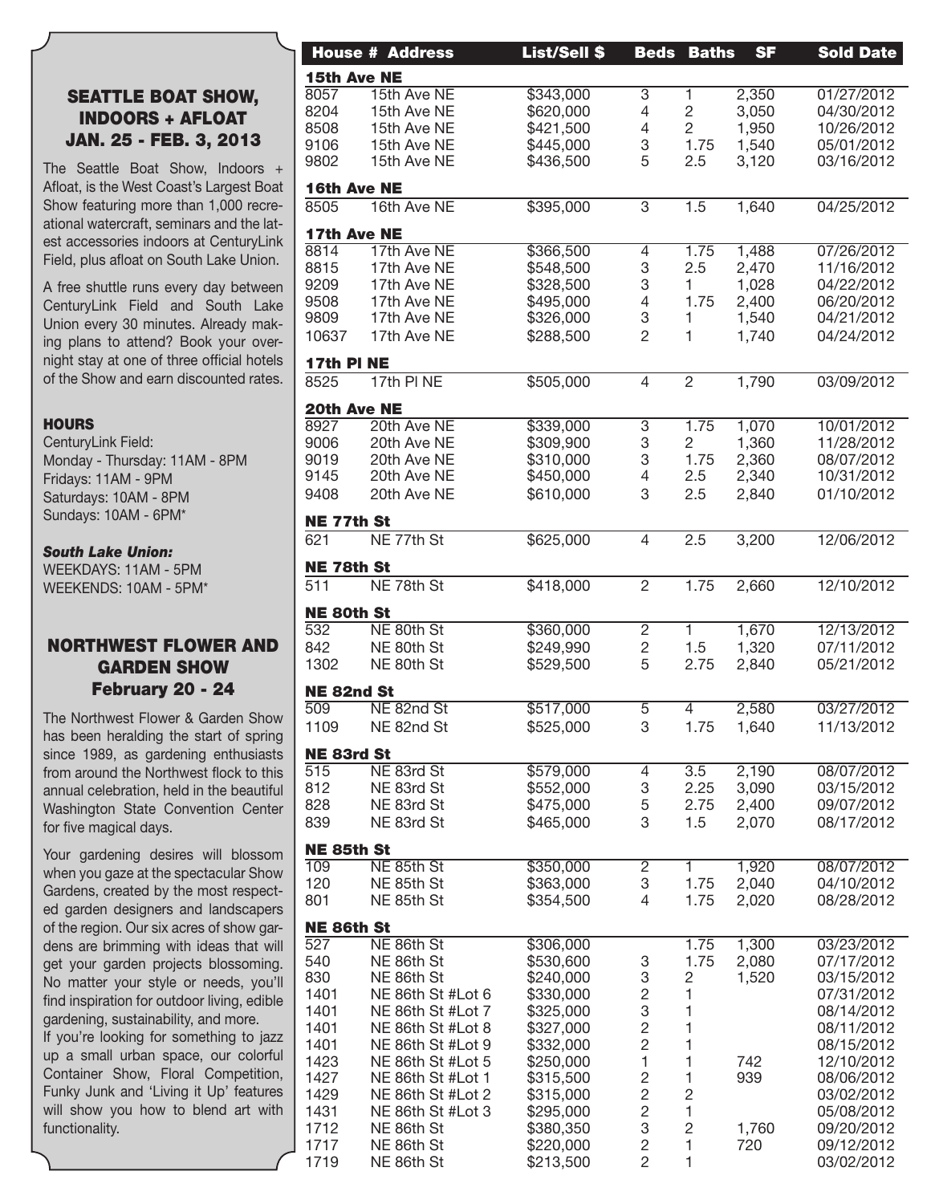## SEATTLE BOAT SHOW, INDOORS + AFLOAT JAN. 25 - FEB. 3, 2013

The Seattle Boat Show, Indoors + Afloat, is the West Coast's Largest Boat Show featuring more than 1,000 recreational watercraft, seminars and the latest accessories indoors at CenturyLink Field, plus afloat on South Lake Union.

A free shuttle runs every day between CenturyLink Field and South Lake Union every 30 minutes. Already making plans to attend? Book your overnight stay at one of three official hotels of the Show and earn discounted rates.

### HOURS

CenturyLink Field:
Monday - Thursday: 11AM - 8PM
Fridays: 11AM - 9PM
Saturdays: 10AM - 8PM
Sundays: 10AM - 6PM*

***South Lake Union:***
WEEKDAYS: 11AM - 5PM
WEEKENDS: 10AM - 5PM*

## NORTHWEST FLOWER AND GARDEN SHOW February 20 - 24

The Northwest Flower & Garden Show has been heralding the start of spring since 1989, as gardening enthusiasts from around the Northwest flock to this annual celebration, held in the beautiful Washington State Convention Center for five magical days.

Your gardening desires will blossom when you gaze at the spectacular Show Gardens, created by the most respected garden designers and landscapers of the region. Our six acres of show gardens are brimming with ideas that will get your garden projects blossoming. No matter your style or needs, you'll find inspiration for outdoor living, edible gardening, sustainability, and more.

If you're looking for something to jazz up a small urban space, our colorful Container Show, Floral Competition, Funky Junk and 'Living it Up' features will show you how to blend art with functionality.

| House # | Address | List/Sell $ | Beds | Baths | SF | Sold Date |
|---|---|---|---|---|---|---|
| **15th Ave NE** | | | | | | |
| 8057 | 15th Ave NE | $343,000 | 3 | 1 | 2,350 | 01/27/2012 |
| 8204 | 15th Ave NE | $620,000 | 4 | 2 | 3,050 | 04/30/2012 |
| 8508 | 15th Ave NE | $421,500 | 4 | 2 | 1,950 | 10/26/2012 |
| 9106 | 15th Ave NE | $445,000 | 3 | 1.75 | 1,540 | 05/01/2012 |
| 9802 | 15th Ave NE | $436,500 | 5 | 2.5 | 3,120 | 03/16/2012 |
| **16th Ave NE** | | | | | | |
| 8505 | 16th Ave NE | $395,000 | 3 | 1.5 | 1,640 | 04/25/2012 |
| **17th Ave NE** | | | | | | |
| 8814 | 17th Ave NE | $366,500 | 4 | 1.75 | 1,488 | 07/26/2012 |
| 8815 | 17th Ave NE | $548,500 | 3 | 2.5 | 2,470 | 11/16/2012 |
| 9209 | 17th Ave NE | $328,500 | 3 | 1 | 1,028 | 04/22/2012 |
| 9508 | 17th Ave NE | $495,000 | 4 | 1.75 | 2,400 | 06/20/2012 |
| 9809 | 17th Ave NE | $326,000 | 3 | 1 | 1,540 | 04/21/2012 |
| 10637 | 17th Ave NE | $288,500 | 2 | 1 | 1,740 | 04/24/2012 |
| **17th Pl NE** | | | | | | |
| 8525 | 17th Pl NE | $505,000 | 4 | 2 | 1,790 | 03/09/2012 |
| **20th Ave NE** | | | | | | |
| 8927 | 20th Ave NE | $339,000 | 3 | 1.75 | 1,070 | 10/01/2012 |
| 9006 | 20th Ave NE | $309,900 | 3 | 2 | 1,360 | 11/28/2012 |
| 9019 | 20th Ave NE | $310,000 | 3 | 1.75 | 2,360 | 08/07/2012 |
| 9145 | 20th Ave NE | $450,000 | 4 | 2.5 | 2,340 | 10/31/2012 |
| 9408 | 20th Ave NE | $610,000 | 3 | 2.5 | 2,840 | 01/10/2012 |
| **NE 77th St** | | | | | | |
| 621 | NE 77th St | $625,000 | 4 | 2.5 | 3,200 | 12/06/2012 |
| **NE 78th St** | | | | | | |
| 511 | NE 78th St | $418,000 | 2 | 1.75 | 2,660 | 12/10/2012 |
| **NE 80th St** | | | | | | |
| 532 | NE 80th St | $360,000 | 2 | 1 | 1,670 | 12/13/2012 |
| 842 | NE 80th St | $249,990 | 2 | 1.5 | 1,320 | 07/11/2012 |
| 1302 | NE 80th St | $529,500 | 5 | 2.75 | 2,840 | 05/21/2012 |
| **NE 82nd St** | | | | | | |
| 509 | NE 82nd St | $517,000 | 5 | 4 | 2,580 | 03/27/2012 |
| 1109 | NE 82nd St | $525,000 | 3 | 1.75 | 1,640 | 11/13/2012 |
| **NE 83rd St** | | | | | | |
| 515 | NE 83rd St | $579,000 | 4 | 3.5 | 2,190 | 08/07/2012 |
| 812 | NE 83rd St | $552,000 | 3 | 2.25 | 3,090 | 03/15/2012 |
| 828 | NE 83rd St | $475,000 | 5 | 2.75 | 2,400 | 09/07/2012 |
| 839 | NE 83rd St | $465,000 | 3 | 1.5 | 2,070 | 08/17/2012 |
| **NE 85th St** | | | | | | |
| 109 | NE 85th St | $350,000 | 2 | 1 | 1,920 | 08/07/2012 |
| 120 | NE 85th St | $363,000 | 3 | 1.75 | 2,040 | 04/10/2012 |
| 801 | NE 85th St | $354,500 | 4 | 1.75 | 2,020 | 08/28/2012 |
| **NE 86th St** | | | | | | |
| 527 | NE 86th St | $306,000 | | 1.75 | 1,300 | 03/23/2012 |
| 540 | NE 86th St | $530,600 | 3 | 1.75 | 2,080 | 07/17/2012 |
| 830 | NE 86th St | $240,000 | 3 | 2 | 1,520 | 03/15/2012 |
| 1401 | NE 86th St #Lot 6 | $330,000 | 2 | 1 | | 07/31/2012 |
| 1401 | NE 86th St #Lot 7 | $325,000 | 3 | 1 | | 08/14/2012 |
| 1401 | NE 86th St #Lot 8 | $327,000 | 2 | 1 | | 08/11/2012 |
| 1401 | NE 86th St #Lot 9 | $332,000 | 2 | 1 | | 08/15/2012 |
| 1423 | NE 86th St #Lot 5 | $250,000 | 1 | 1 | 742 | 12/10/2012 |
| 1427 | NE 86th St #Lot 1 | $315,500 | 2 | 1 | 939 | 08/06/2012 |
| 1429 | NE 86th St #Lot 2 | $315,000 | 2 | 2 | | 03/02/2012 |
| 1431 | NE 86th St #Lot 3 | $295,000 | 2 | 1 | | 05/08/2012 |
| 1712 | NE 86th St | $380,350 | 3 | 2 | 1,760 | 09/20/2012 |
| 1717 | NE 86th St | $220,000 | 2 | 1 | 720 | 09/12/2012 |
| 1719 | NE 86th St | $213,500 | 2 | 1 | | 03/02/2012 |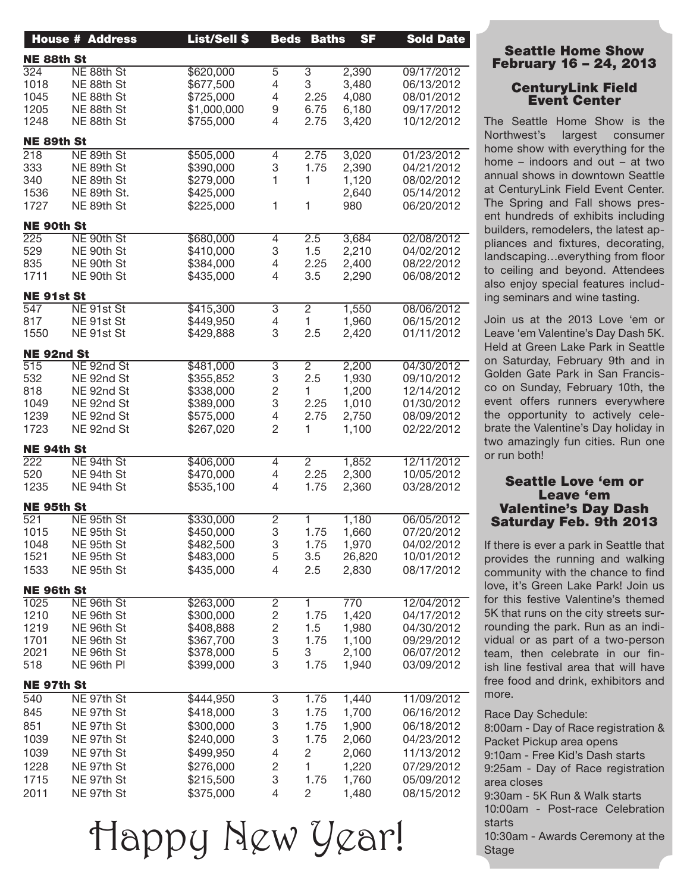| House # | Address | List/Sell $ | Beds | Baths | SF | Sold Date |
|---|---|---|---|---|---|---|
| **NE 88th St** | | | | | | |
| 324 | NE 88th St | $620,000 | 5 | 3 | 2,390 | 09/17/2012 |
| 1018 | NE 88th St | $677,500 | 4 | 3 | 3,480 | 06/13/2012 |
| 1045 | NE 88th St | $725,000 | 4 | 2.25 | 4,080 | 08/01/2012 |
| 1205 | NE 88th St | $1,000,000 | 9 | 6.75 | 6,180 | 09/17/2012 |
| 1248 | NE 88th St | $755,000 | 4 | 2.75 | 3,420 | 10/12/2012 |
| **NE 89th St** | | | | | | |
| 218 | NE 89th St | $505,000 | 4 | 2.75 | 3,020 | 01/23/2012 |
| 333 | NE 89th St | $390,000 | 3 | 1.75 | 2,390 | 04/21/2012 |
| 340 | NE 89th St | $279,000 | 1 | 1 | 1,120 | 08/02/2012 |
| 1536 | NE 89th St. | $425,000 | | | 2,640 | 05/14/2012 |
| 1727 | NE 89th St | $225,000 | 1 | 1 | 980 | 06/20/2012 |
| **NE 90th St** | | | | | | |
| 225 | NE 90th St | $680,000 | 4 | 2.5 | 3,684 | 02/08/2012 |
| 529 | NE 90th St | $410,000 | 3 | 1.5 | 2,210 | 04/02/2012 |
| 835 | NE 90th St | $384,000 | 4 | 2.25 | 2,400 | 08/22/2012 |
| 1711 | NE 90th St | $435,000 | 4 | 3.5 | 2,290 | 06/08/2012 |
| **NE 91st St** | | | | | | |
| 547 | NE 91st St | $415,300 | 3 | 2 | 1,550 | 08/06/2012 |
| 817 | NE 91st St | $449,950 | 4 | 1 | 1,960 | 06/15/2012 |
| 1550 | NE 91st St | $429,888 | 3 | 2.5 | 2,420 | 01/11/2012 |
| **NE 92nd St** | | | | | | |
| 515 | NE 92nd St | $481,000 | 3 | 2 | 2,200 | 04/30/2012 |
| 532 | NE 92nd St | $355,852 | 3 | 2.5 | 1,930 | 09/10/2012 |
| 818 | NE 92nd St | $338,000 | 2 | 1 | 1,200 | 12/14/2012 |
| 1049 | NE 92nd St | $389,000 | 3 | 2.25 | 1,010 | 01/30/2012 |
| 1239 | NE 92nd St | $575,000 | 4 | 2.75 | 2,750 | 08/09/2012 |
| 1723 | NE 92nd St | $267,020 | 2 | 1 | 1,100 | 02/22/2012 |
| **NE 94th St** | | | | | | |
| 222 | NE 94th St | $406,000 | 4 | 2 | 1,852 | 12/11/2012 |
| 520 | NE 94th St | $470,000 | 4 | 2.25 | 2,300 | 10/05/2012 |
| 1235 | NE 94th St | $535,100 | 4 | 1.75 | 2,360 | 03/28/2012 |
| **NE 95th St** | | | | | | |
| 521 | NE 95th St | $330,000 | 2 | 1 | 1,180 | 06/05/2012 |
| 1015 | NE 95th St | $450,000 | 3 | 1.75 | 1,660 | 07/20/2012 |
| 1048 | NE 95th St | $482,500 | 3 | 1.75 | 1,970 | 04/02/2012 |
| 1521 | NE 95th St | $483,000 | 5 | 3.5 | 26,820 | 10/01/2012 |
| 1533 | NE 95th St | $435,000 | 4 | 2.5 | 2,830 | 08/17/2012 |
| **NE 96th St** | | | | | | |
| 1025 | NE 96th St | $263,000 | 2 | 1 | 770 | 12/04/2012 |
| 1210 | NE 96th St | $300,000 | 2 | 1.75 | 1,420 | 04/17/2012 |
| 1219 | NE 96th St | $408,888 | 2 | 1.5 | 1,980 | 04/30/2012 |
| 1701 | NE 96th St | $367,700 | 3 | 1.75 | 1,100 | 09/29/2012 |
| 2021 | NE 96th St | $378,000 | 5 | 3 | 2,100 | 06/07/2012 |
| 518 | NE 96th Pl | $399,000 | 3 | 1.75 | 1,940 | 03/09/2012 |
| **NE 97th St** | | | | | | |
| 540 | NE 97th St | $444,950 | 3 | 1.75 | 1,440 | 11/09/2012 |
| 845 | NE 97th St | $418,000 | 3 | 1.75 | 1,700 | 06/16/2012 |
| 851 | NE 97th St | $300,000 | 3 | 1.75 | 1,900 | 06/18/2012 |
| 1039 | NE 97th St | $240,000 | 3 | 1.75 | 2,060 | 04/23/2012 |
| 1039 | NE 97th St | $499,950 | 4 | 2 | 2,060 | 11/13/2012 |
| 1228 | NE 97th St | $276,000 | 2 | 1 | 1,220 | 07/29/2012 |
| 1715 | NE 97th St | $215,500 | 3 | 1.75 | 1,760 | 05/09/2012 |
| 2011 | NE 97th St | $375,000 | 4 | 2 | 1,480 | 08/15/2012 |

# Happy New Year!

## Seattle Home Show February 16 – 24, 2013

### CenturyLink Field Event Center

The Seattle Home Show is the Northwest's largest consumer home show with everything for the home – indoors and out – at two annual shows in downtown Seattle at CenturyLink Field Event Center. The Spring and Fall shows present hundreds of exhibits including builders, remodelers, the latest appliances and fixtures, decorating, landscaping…everything from floor to ceiling and beyond. Attendees also enjoy special features including seminars and wine tasting.

Join us at the 2013 Love 'em or Leave 'em Valentine's Day Dash 5K. Held at Green Lake Park in Seattle on Saturday, February 9th and in Golden Gate Park in San Francisco on Sunday, February 10th, the event offers runners everywhere the opportunity to actively celebrate the Valentine's Day holiday in two amazingly fun cities. Run one or run both!

## Seattle Love 'em or Leave 'em Valentine's Day Dash Saturday Feb. 9th 2013

If there is ever a park in Seattle that provides the running and walking community with the chance to find love, it's Green Lake Park! Join us for this festive Valentine's themed 5K that runs on the city streets surrounding the park. Run as an individual or as part of a two-person team, then celebrate in our finish line festival area that will have free food and drink, exhibitors and more.

Race Day Schedule:

8:00am - Day of Race registration & Packet Pickup area opens
9:10am - Free Kid's Dash starts
9:25am - Day of Race registration area closes
9:30am - 5K Run & Walk starts
10:00am - Post-race Celebration starts
10:30am - Awards Ceremony at the Stage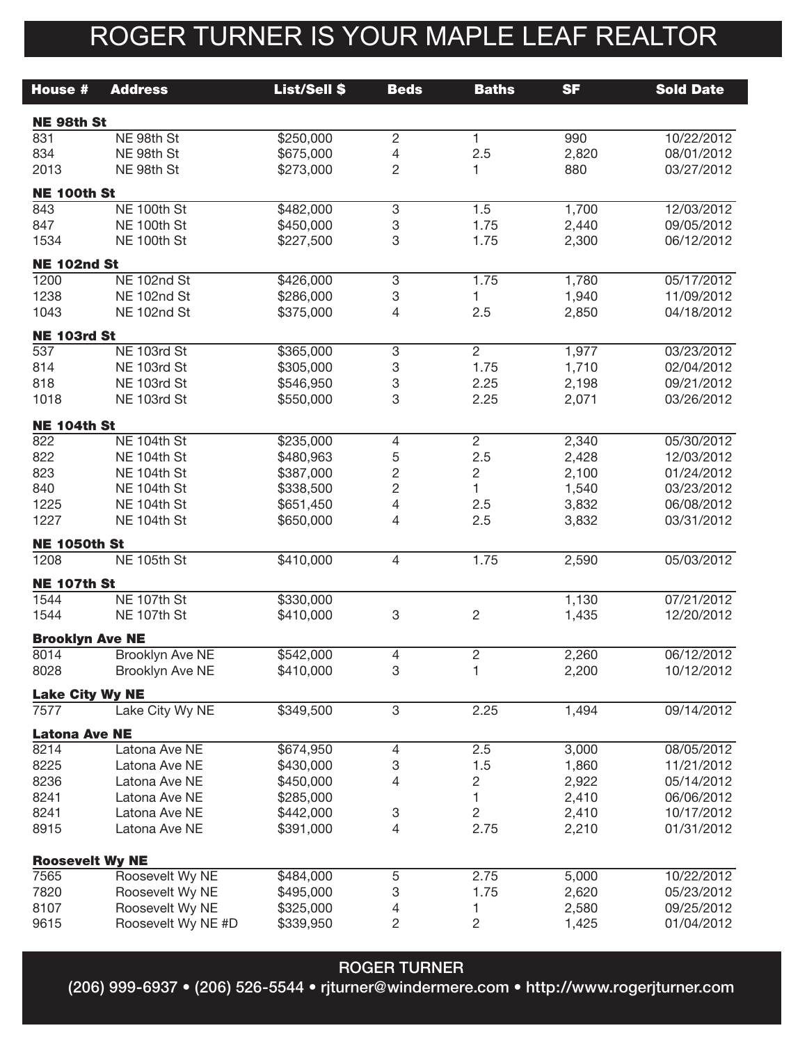# ROGER TURNER IS YOUR MAPLE LEAF REALTOR

| House # | Address | List/Sell $ | Beds | Baths | SF | Sold Date |
|---|---|---|---|---|---|---|
| **NE 98th St** | | | | | | |
| 831 | NE 98th St | $250,000 | 2 | 1 | 990 | 10/22/2012 |
| 834 | NE 98th St | $675,000 | 4 | 2.5 | 2,820 | 08/01/2012 |
| 2013 | NE 98th St | $273,000 | 2 | 1 | 880 | 03/27/2012 |
| **NE 100th St** | | | | | | |
| 843 | NE 100th St | $482,000 | 3 | 1.5 | 1,700 | 12/03/2012 |
| 847 | NE 100th St | $450,000 | 3 | 1.75 | 2,440 | 09/05/2012 |
| 1534 | NE 100th St | $227,500 | 3 | 1.75 | 2,300 | 06/12/2012 |
| **NE 102nd St** | | | | | | |
| 1200 | NE 102nd St | $426,000 | 3 | 1.75 | 1,780 | 05/17/2012 |
| 1238 | NE 102nd St | $286,000 | 3 | 1 | 1,940 | 11/09/2012 |
| 1043 | NE 102nd St | $375,000 | 4 | 2.5 | 2,850 | 04/18/2012 |
| **NE 103rd St** | | | | | | |
| 537 | NE 103rd St | $365,000 | 3 | 2 | 1,977 | 03/23/2012 |
| 814 | NE 103rd St | $305,000 | 3 | 1.75 | 1,710 | 02/04/2012 |
| 818 | NE 103rd St | $546,950 | 3 | 2.25 | 2,198 | 09/21/2012 |
| 1018 | NE 103rd St | $550,000 | 3 | 2.25 | 2,071 | 03/26/2012 |
| **NE 104th St** | | | | | | |
| 822 | NE 104th St | $235,000 | 4 | 2 | 2,340 | 05/30/2012 |
| 822 | NE 104th St | $480,963 | 5 | 2.5 | 2,428 | 12/03/2012 |
| 823 | NE 104th St | $387,000 | 2 | 2 | 2,100 | 01/24/2012 |
| 840 | NE 104th St | $338,500 | 2 | 1 | 1,540 | 03/23/2012 |
| 1225 | NE 104th St | $651,450 | 4 | 2.5 | 3,832 | 06/08/2012 |
| 1227 | NE 104th St | $650,000 | 4 | 2.5 | 3,832 | 03/31/2012 |
| **NE 1050th St** | | | | | | |
| 1208 | NE 105th St | $410,000 | 4 | 1.75 | 2,590 | 05/03/2012 |
| **NE 107th St** | | | | | | |
| 1544 | NE 107th St | $330,000 | | | 1,130 | 07/21/2012 |
| 1544 | NE 107th St | $410,000 | 3 | 2 | 1,435 | 12/20/2012 |
| **Brooklyn Ave NE** | | | | | | |
| 8014 | Brooklyn Ave NE | $542,000 | 4 | 2 | 2,260 | 06/12/2012 |
| 8028 | Brooklyn Ave NE | $410,000 | 3 | 1 | 2,200 | 10/12/2012 |
| **Lake City Wy NE** | | | | | | |
| 7577 | Lake City Wy NE | $349,500 | 3 | 2.25 | 1,494 | 09/14/2012 |
| **Latona Ave NE** | | | | | | |
| 8214 | Latona Ave NE | $674,950 | 4 | 2.5 | 3,000 | 08/05/2012 |
| 8225 | Latona Ave NE | $430,000 | 3 | 1.5 | 1,860 | 11/21/2012 |
| 8236 | Latona Ave NE | $450,000 | 4 | 2 | 2,922 | 05/14/2012 |
| 8241 | Latona Ave NE | $285,000 | | 1 | 2,410 | 06/06/2012 |
| 8241 | Latona Ave NE | $442,000 | 3 | 2 | 2,410 | 10/17/2012 |
| 8915 | Latona Ave NE | $391,000 | 4 | 2.75 | 2,210 | 01/31/2012 |
| **Roosevelt Wy NE** | | | | | | |
| 7565 | Roosevelt Wy NE | $484,000 | 5 | 2.75 | 5,000 | 10/22/2012 |
| 7820 | Roosevelt Wy NE | $495,000 | 3 | 1.75 | 2,620 | 05/23/2012 |
| 8107 | Roosevelt Wy NE | $325,000 | 4 | 1 | 2,580 | 09/25/2012 |
| 9615 | Roosevelt Wy NE #D | $339,950 | 2 | 2 | 1,425 | 01/04/2012 |

ROGER TURNER

(206) 999-6937 • (206) 526-5544 • rjturner@windermere.com • http://www.rogerjturner.com